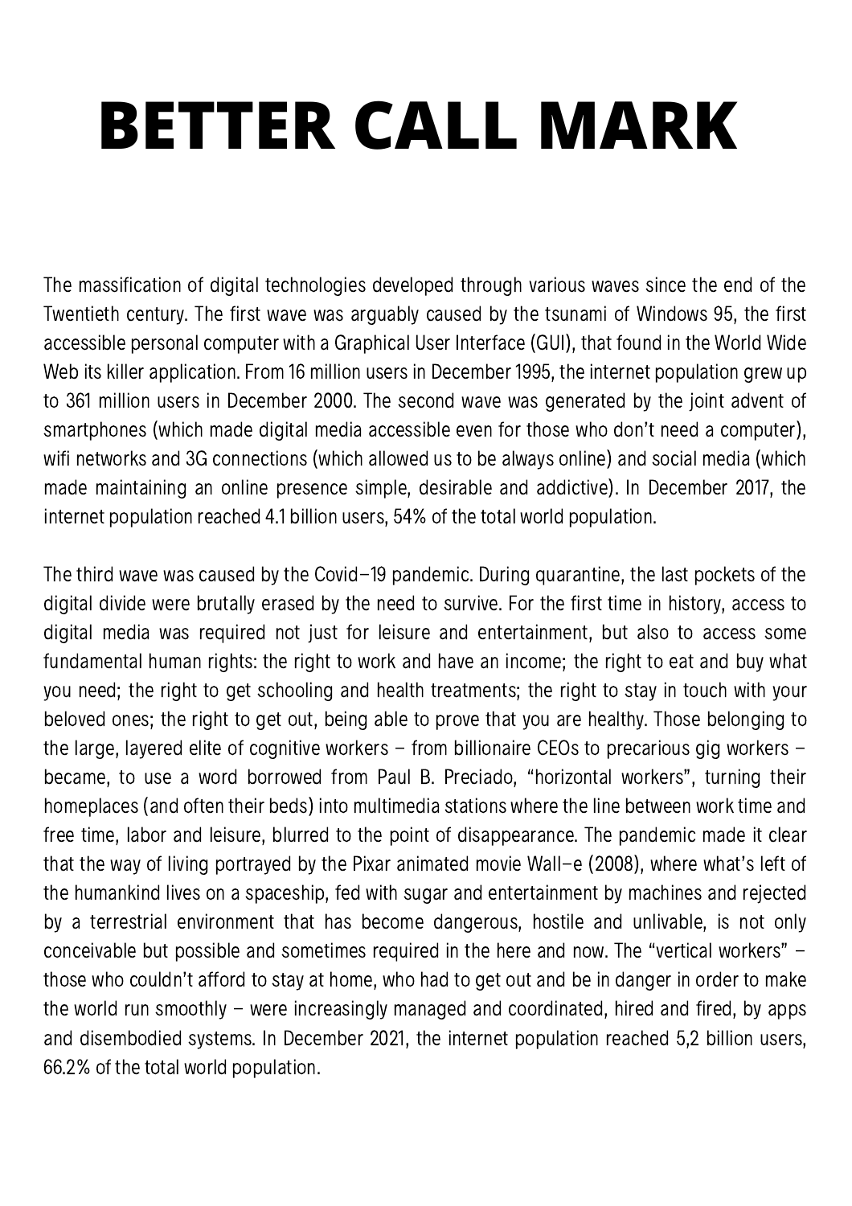# BETTER CALL MARK

The massification of digital technologies developed through various waves since the end of the Twentieth century. The first wave was arguably caused by the tsunami of Windows 95, the first accessible personal computer with a Graphical User Interface (GUI), that found in the World Wide Web its killer application. From 16 million users in December 1995, the internet population grew up to 361 million users in December 2000. The second wave was generated by the joint advent of smartphones (which made digital media accessible even for those who don't need a computer), wifi networks and 3G connections (which allowed us to be always online) and social media (which made maintaining an online presence simple, desirable and addictive). In December 2017, the internet population reached 4.1 billion users, 54% of the total world population.

The third wave was caused by the Covid–19 pandemic. During quarantine, the last pockets of the digital divide were brutally erased by the need to survive. For the first time in history, access to digital media was required not just for leisure and entertainment, but also to access some fundamental human rights: the right to work and have an income; the right to eat and buy what you need; the right to get schooling and health treatments; the right to stay in touch with your beloved ones; the right to get out, being able to prove that you are healthy. Those belonging to the large, layered elite of cognitive workers – from billionaire CEOs to precarious gig workers – became, to use a word borrowed from Paul B. Preciado, "horizontal workers", turning their homeplaces (and often their beds) into multimedia stations where the line between work time and free time, labor and leisure, blurred to the point of disappearance. The pandemic made it clear that the way of living portrayed by the Pixar animated movie Wall–e (2008), where what's left of the humankind lives on a spaceship, fed with sugar and entertainment by machines and rejected by a terrestrial environment that has become dangerous, hostile and unlivable, is not only conceivable but possible and sometimes required in the here and now. The "vertical workers" – those who couldn't afford to stay at home, who had to get out and be in danger in order to make the world run smoothly – were increasingly managed and coordinated, hired and fired, by apps and disembodied systems. In December 2021, the internet population reached 5,2 billion users, 66.2% of the total world population.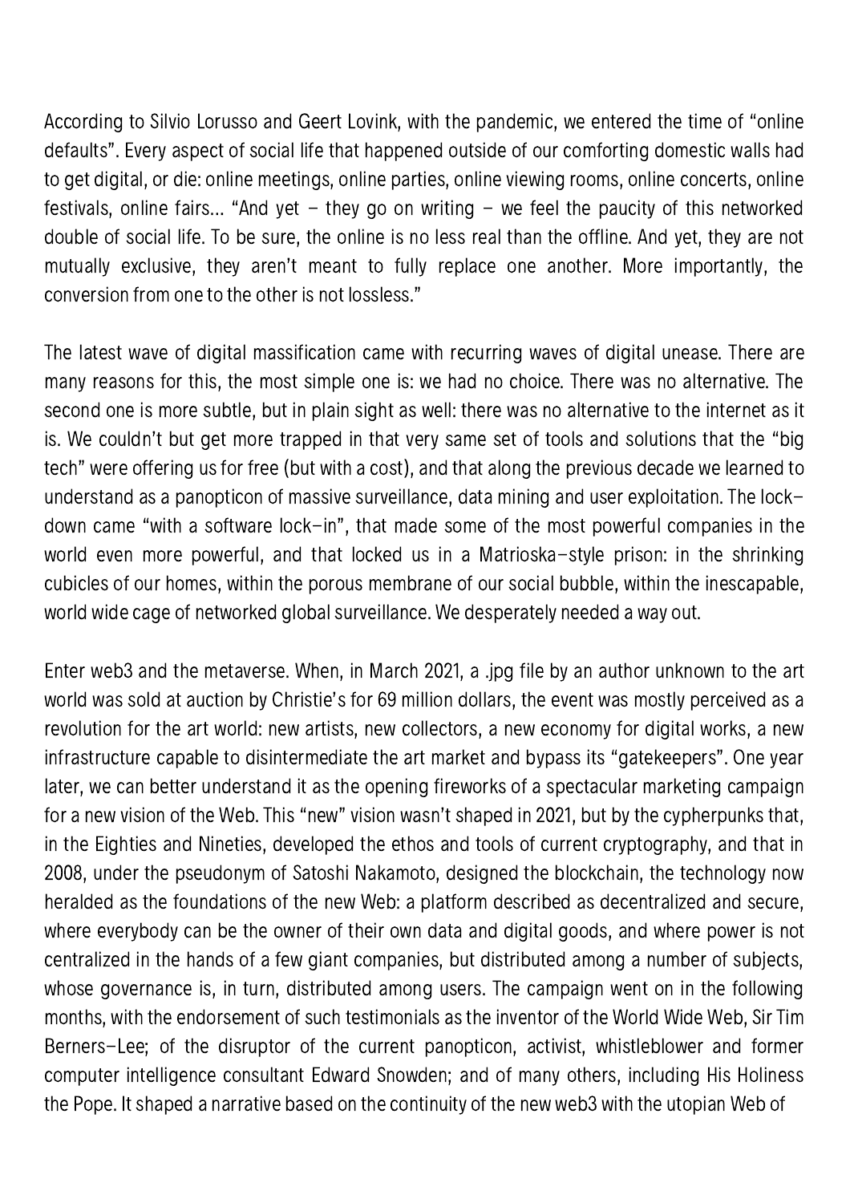According to Silvio Lorusso and Geert Lovink, with the pandemic, we entered the time of "online defaults". Every aspect of social life that happened outside of our comforting domestic walls had to get digital, or die: online meetings, online parties, online viewing rooms, online concerts, online festivals, online fairs… "And yet – they go on writing – we feel the paucity of this networked double of social life. To be sure, the online is no less real than the offline. And yet, they are not mutually exclusive, they aren't meant to fully replace one another. More importantly, the conversion from one to the other is not lossless."

The latest wave of digital massification came with recurring waves of digital unease. There are many reasons for this, the most simple one is: we had no choice. There was no alternative. The second one is more subtle, but in plain sight as well: there was no alternative to the internet as it is. We couldn't but get more trapped in that very same set of tools and solutions that the "big tech" were offering us for free (but with a cost), and that along the previous decade we learned to understand as a panopticon of massive surveillance, data mining and user exploitation. The lock-down came "with a software lock-in", that made some of the most powerful companies in the world even more powerful, and that locked us in a Matrioska-style prison: in the shrinking cubicles of our homes, within the porous membrane of our social bubble, within the inescapable, world wide cage of networked global surveillance. We desperately needed a way out.

Enter web3 and the metaverse. When, in March 2021, a .jpg file by an author unknown to the art world was sold at auction by Christie's for 69 million dollars, the event was mostly perceived as a revolution for the art world: new artists, new collectors, a new economy for digital works, a new infrastructure capable to disintermediate the art market and bypass its "gatekeepers". One year later, we can better understand it as the opening fireworks of a spectacular marketing campaign for a new vision of the Web. This "new" vision wasn't shaped in 2021, but by the cypherpunks that, in the Eighties and Nineties, developed the ethos and tools of current cryptography, and that in 2008, under the pseudonym of Satoshi Nakamoto, designed the blockchain, the technology now heralded as the foundations of the new Web: a platform described as decentralized and secure, where everybody can be the owner of their own data and digital goods, and where power is not centralized in the hands of a few giant companies, but distributed among a number of subjects, whose governance is, in turn, distributed among users. The campaign went on in the following months, with the endorsement of such testimonials as the inventor of the World Wide Web, Sir Tim Berners-Lee; of the disruptor of the current panopticon, activist, whistleblower and former computer intelligence consultant Edward Snowden; and of many others, including His Holiness the Pope. It shaped a narrative based on the continuity of the new web3 with the utopian Web of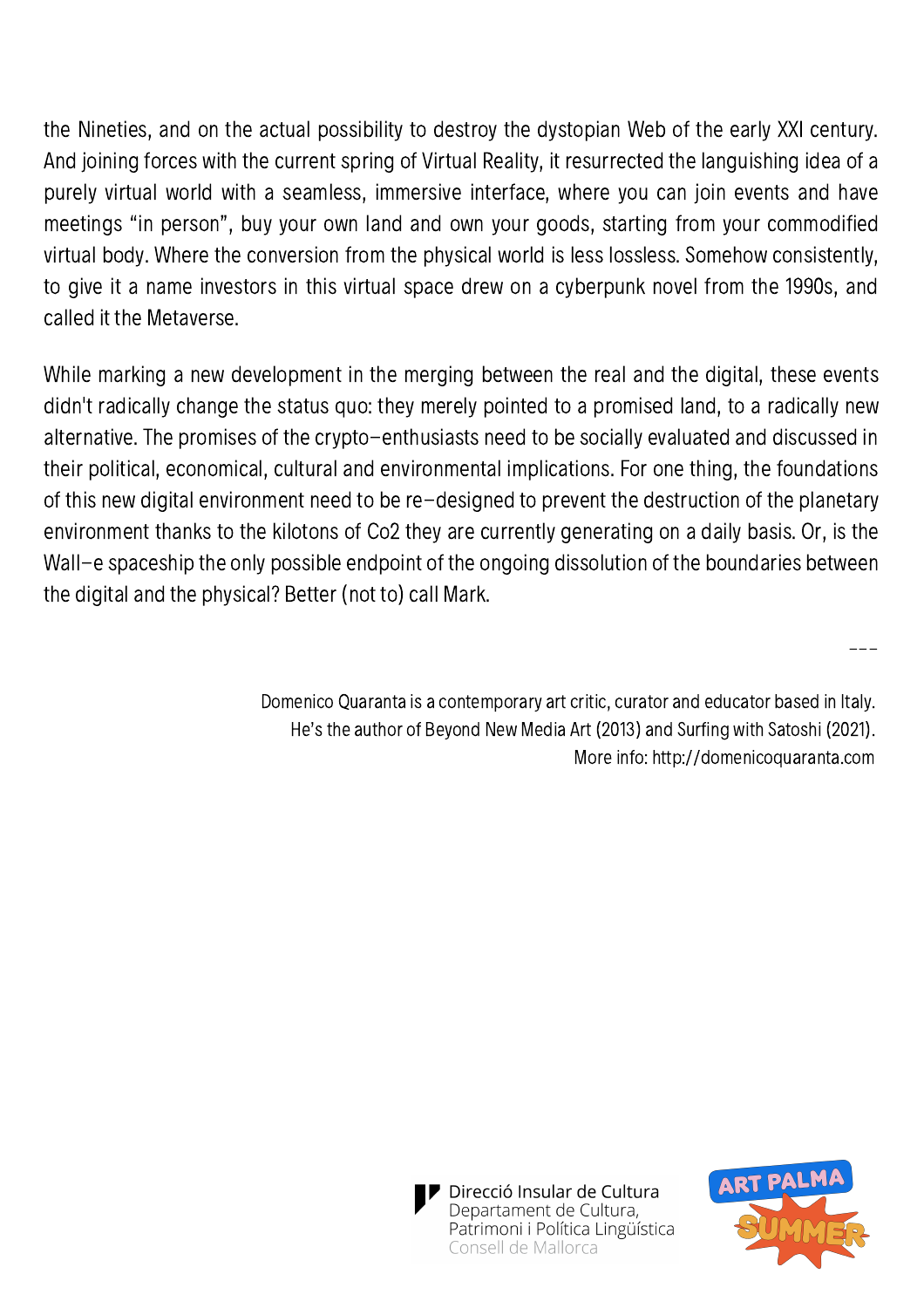the Nineties, and on the actual possibility to destroy the dystopian Web of the early XXI century. And joining forces with the current spring of Virtual Reality, it resurrected the languishing idea of a purely virtual world with a seamless, immersive interface, where you can join events and have meetings “in person”, buy your own land and own your goods, starting from your commodified virtual body. Where the conversion from the physical world is less lossless. Somehow consistently, to give it a name investors in this virtual space drew on a cyberpunk novel from the 1990s, and called it the Metaverse.

While marking a new development in the merging between the real and the digital, these events didn't radically change the status quo: they merely pointed to a promised land, to a radically new alternative. The promises of the crypto–enthusiasts need to be socially evaluated and discussed in their political, economical, cultural and environmental implications. For one thing, the foundations of this new digital environment need to be re–designed to prevent the destruction of the planetary environment thanks to the kilotons of Co2 they are currently generating on a daily basis. Or, is the Wall–e spaceship the only possible endpoint of the ongoing dissolution of the boundaries between the digital and the physical? Better (not to) call Mark.

---

Domenico Quaranta is a contemporary art critic, curator and educator based in Italy.
He's the author of Beyond New Media Art (2013) and Surfing with Satoshi (2021).
More info: http://domenicoquaranta.com

Direcció Insular de Cultura
Departament de Cultura, Patrimoni i Política Lingüística
Consell de Mallorca

ART PALMA SUMMER